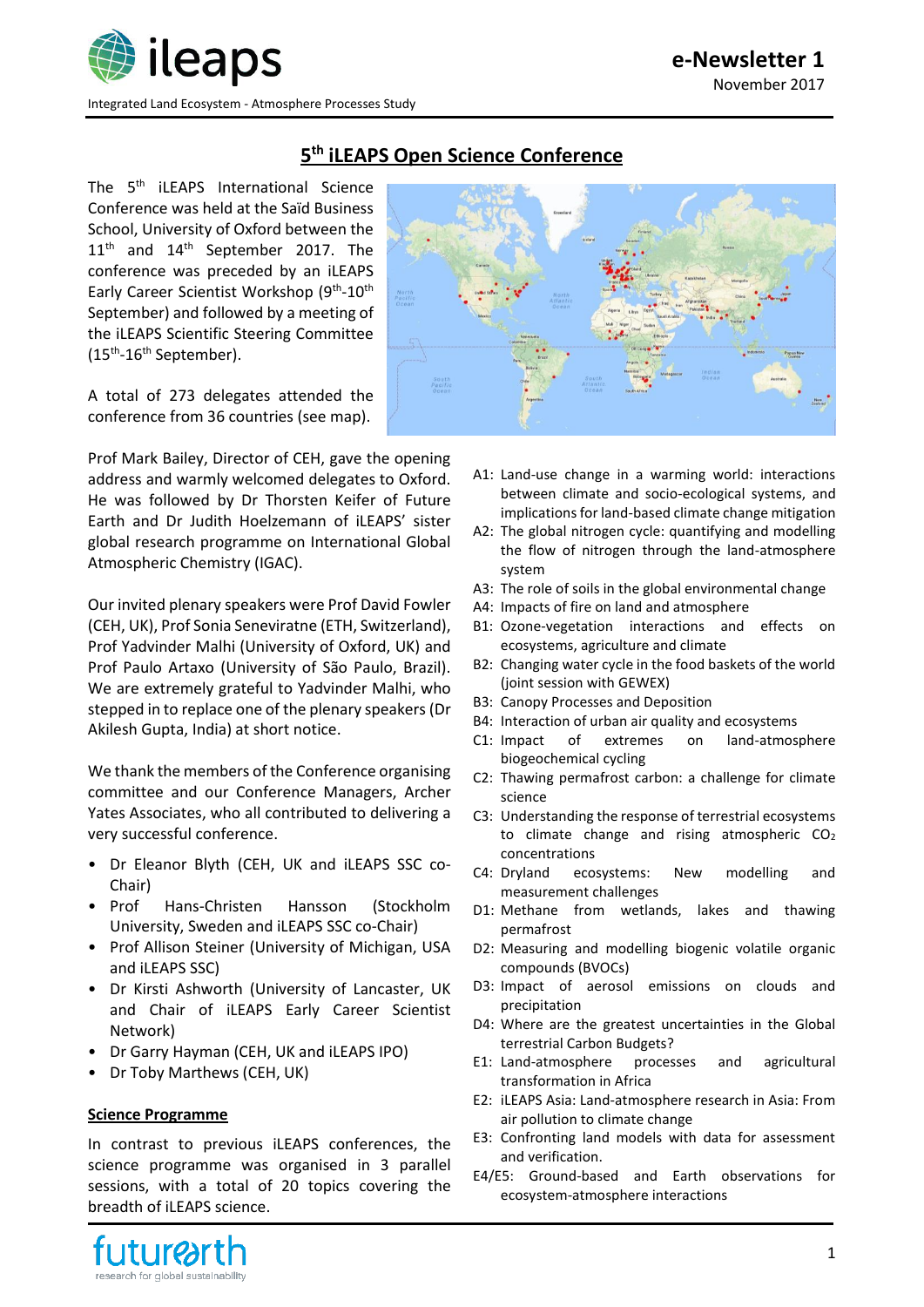# 5th iLEAPS Open Science Conference

The 5th iLEAPS International Science Conference was held at the Saïd Business School, University of Oxford between the 11th and 14th September 2017. The conference was preceded by an iLEAPS Early Career Scientist Workshop (9th-10th September) and followed by a meeting of the iLEAPS Scientific Steering Committee (15th-16th September).

A total of 273 delegates attended the conference from 36 countries (see map).

Prof Mark Bailey, Director of CEH, gave the opening address and warmly welcomed delegates to Oxford. He was followed by Dr Thorsten Keifer of Future Earth and Dr Judith Hoelzemann of iLEAPS' sister global research programme on International Global Atmospheric Chemistry (IGAC).

Our invited plenary speakers were Prof David Fowler (CEH, UK), Prof Sonia Seneviratne (ETH, Switzerland), Prof Yadvinder Malhi (University of Oxford, UK) and Prof Paulo Artaxo (University of São Paulo, Brazil). We are extremely grateful to Yadvinder Malhi, who stepped in to replace one of the plenary speakers (Dr Akilesh Gupta, India) at short notice.

We thank the members of the Conference organising committee and our Conference Managers, Archer Yates Associates, who all contributed to delivering a very successful conference.

- Dr Eleanor Blyth (CEH, UK and iLEAPS SSC co-Chair)
- Prof Hans-Christen Hansson (Stockholm University, Sweden and iLEAPS SSC co-Chair)
- Prof Allison Steiner (University of Michigan, USA and iLEAPS SSC)
- Dr Kirsti Ashworth (University of Lancaster, UK and Chair of iLEAPS Early Career Scientist Network)
- Dr Garry Hayman (CEH, UK and iLEAPS IPO)
- Dr Toby Marthews (CEH, UK)

## Science Programme

In contrast to previous iLEAPS conferences, the science programme was organised in 3 parallel sessions, with a total of 20 topics covering the breadth of iLEAPS science.

- A1: Land-use change in a warming world: interactions between climate and socio-ecological systems, and implications for land-based climate change mitigation
- A2: The global nitrogen cycle: quantifying and modelling the flow of nitrogen through the land-atmosphere system
- A3: The role of soils in the global environmental change
- A4: Impacts of fire on land and atmosphere
- B1: Ozone-vegetation interactions and effects on ecosystems, agriculture and climate
- B2: Changing water cycle in the food baskets of the world (joint session with GEWEX)
- B3: Canopy Processes and Deposition
- B4: Interaction of urban air quality and ecosystems
- C1: Impact of extremes on land-atmosphere biogeochemical cycling
- C2: Thawing permafrost carbon: a challenge for climate science
- C3: Understanding the response of terrestrial ecosystems to climate change and rising atmospheric $CO_2$ concentrations
- C4: Dryland ecosystems: New modelling and measurement challenges
- D1: Methane from wetlands, lakes and thawing permafrost
- D2: Measuring and modelling biogenic volatile organic compounds (BVOCs)
- D3: Impact of aerosol emissions on clouds and precipitation
- D4: Where are the greatest uncertainties in the Global terrestrial Carbon Budgets?
- E1: Land-atmosphere processes and agricultural transformation in Africa
- E2: iLEAPS Asia: Land-atmosphere research in Asia: From air pollution to climate change
- E3: Confronting land models with data for assessment and verification.
- E4/E5: Ground-based and Earth observations for ecosystem-atmosphere interactions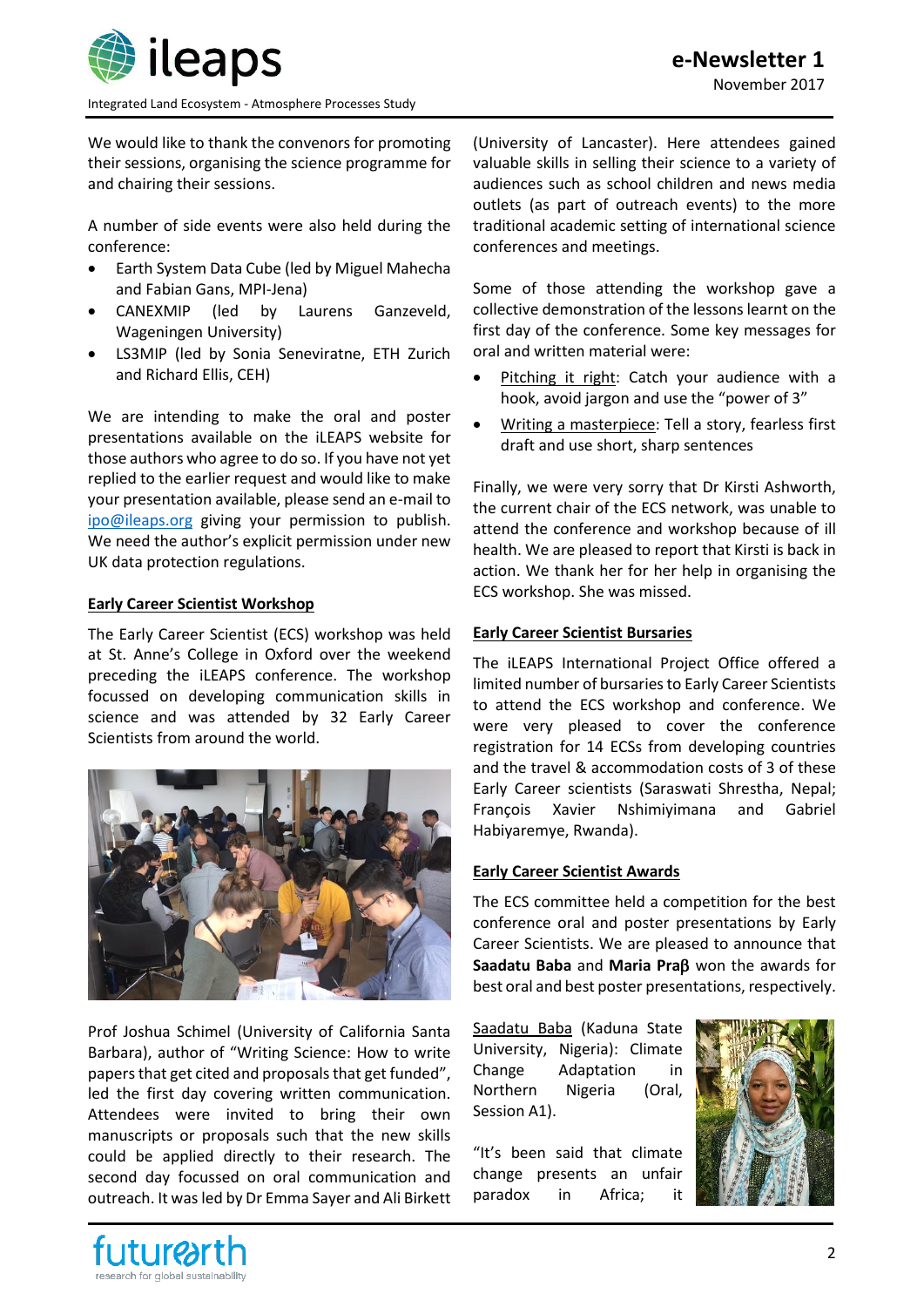We would like to thank the convenors for promoting their sessions, organising the science programme for and chairing their sessions.

A number of side events were also held during the conference:

- Earth System Data Cube (led by Miguel Mahecha and Fabian Gans, MPI-Jena)
- CANEXMIP (led by Laurens Ganzeveld, Wageningen University)
- LS3MIP (led by Sonia Seneviratne, ETH Zurich and Richard Ellis, CEH)

We are intending to make the oral and poster presentations available on the iLEAPS website for those authors who agree to do so. If you have not yet replied to the earlier request and would like to make your presentation available, please send an e-mail to ipo@ileaps.org giving your permission to publish. We need the author's explicit permission under new UK data protection regulations.

## Early Career Scientist Workshop

The Early Career Scientist (ECS) workshop was held at St. Anne's College in Oxford over the weekend preceding the iLEAPS conference. The workshop focussed on developing communication skills in science and was attended by 32 Early Career Scientists from around the world.

Prof Joshua Schimel (University of California Santa Barbara), author of "Writing Science: How to write papers that get cited and proposals that get funded", led the first day covering written communication. Attendees were invited to bring their own manuscripts or proposals such that the new skills could be applied directly to their research. The second day focussed on oral communication and outreach. It was led by Dr Emma Sayer and Ali Birkett (University of Lancaster). Here attendees gained valuable skills in selling their science to a variety of audiences such as school children and news media outlets (as part of outreach events) to the more traditional academic setting of international science conferences and meetings.

Some of those attending the workshop gave a collective demonstration of the lessons learnt on the first day of the conference. Some key messages for oral and written material were:

- Pitching it right: Catch your audience with a hook, avoid jargon and use the "power of 3"
- Writing a masterpiece: Tell a story, fearless first draft and use short, sharp sentences

Finally, we were very sorry that Dr Kirsti Ashworth, the current chair of the ECS network, was unable to attend the conference and workshop because of ill health. We are pleased to report that Kirsti is back in action. We thank her for her help in organising the ECS workshop. She was missed.

## Early Career Scientist Bursaries

The iLEAPS International Project Office offered a limited number of bursaries to Early Career Scientists to attend the ECS workshop and conference. We were very pleased to cover the conference registration for 14 ECSs from developing countries and the travel & accommodation costs of 3 of these Early Career scientists (Saraswati Shrestha, Nepal; François Xavier Nshimiyimana and Gabriel Habiyaremye, Rwanda).

## Early Career Scientist Awards

The ECS committee held a competition for the best conference oral and poster presentations by Early Career Scientists. We are pleased to announce that **Saadatu Baba** and **Maria Praβ** won the awards for best oral and best poster presentations, respectively.

Saadatu Baba (Kaduna State University, Nigeria): Climate Change Adaptation in Northern Nigeria (Oral, Session A1).

"It's been said that climate change presents an unfair paradox in Africa; it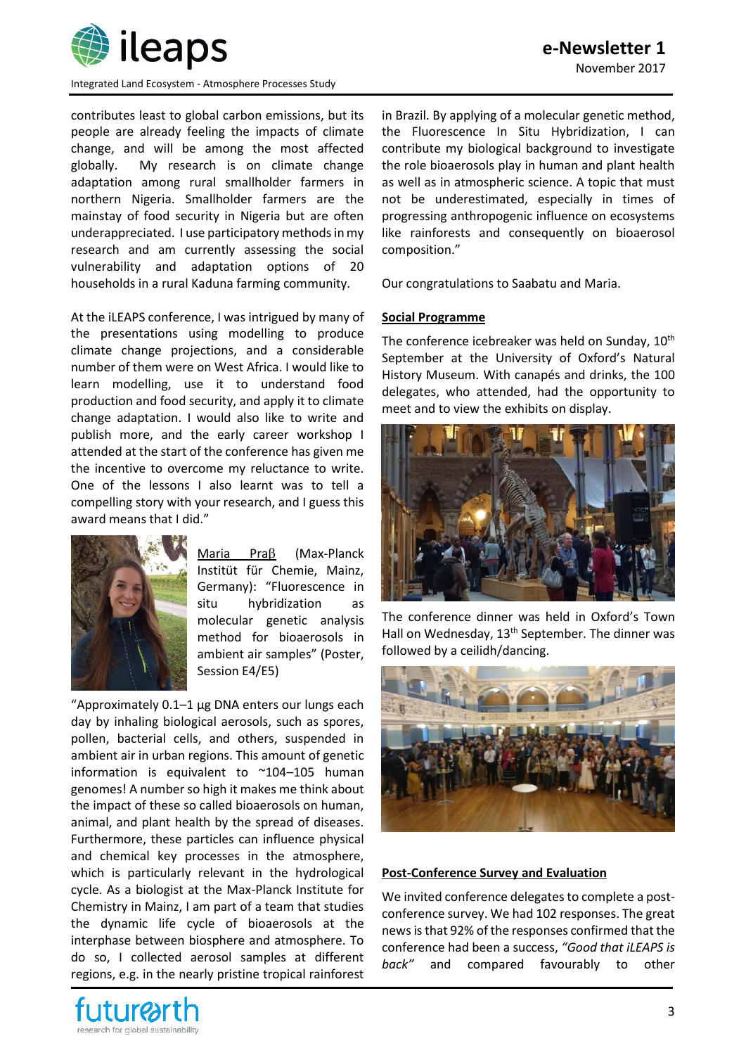contributes least to global carbon emissions, but its people are already feeling the impacts of climate change, and will be among the most affected globally. My research is on climate change adaptation among rural smallholder farmers in northern Nigeria. Smallholder farmers are the mainstay of food security in Nigeria but are often underappreciated. I use participatory methods in my research and am currently assessing the social vulnerability and adaptation options of 20 households in a rural Kaduna farming community.

At the iLEAPS conference, I was intrigued by many of the presentations using modelling to produce climate change projections, and a considerable number of them were on West Africa. I would like to learn modelling, use it to understand food production and food security, and apply it to climate change adaptation. I would also like to write and publish more, and the early career workshop I attended at the start of the conference has given me the incentive to overcome my reluctance to write. One of the lessons I also learnt was to tell a compelling story with your research, and I guess this award means that I did."

Maria Praβ (Max-Planck Institüt für Chemie, Mainz, Germany): "Fluorescence in situ hybridization as molecular genetic analysis method for bioaerosols in ambient air samples" (Poster, Session E4/E5)

"Approximately 0.1–1 μg DNA enters our lungs each day by inhaling biological aerosols, such as spores, pollen, bacterial cells, and others, suspended in ambient air in urban regions. This amount of genetic information is equivalent to ~104–105 human genomes! A number so high it makes me think about the impact of these so called bioaerosols on human, animal, and plant health by the spread of diseases. Furthermore, these particles can influence physical and chemical key processes in the atmosphere, which is particularly relevant in the hydrological cycle. As a biologist at the Max-Planck Institute for Chemistry in Mainz, I am part of a team that studies the dynamic life cycle of bioaerosols at the interphase between biosphere and atmosphere. To do so, I collected aerosol samples at different regions, e.g. in the nearly pristine tropical rainforest in Brazil. By applying of a molecular genetic method, the Fluorescence In Situ Hybridization, I can contribute my biological background to investigate the role bioaerosols play in human and plant health as well as in atmospheric science. A topic that must not be underestimated, especially in times of progressing anthropogenic influence on ecosystems like rainforests and consequently on bioaerosol composition."

Our congratulations to Saabatu and Maria.

## Social Programme

The conference icebreaker was held on Sunday, 10th September at the University of Oxford's Natural History Museum. With canapés and drinks, the 100 delegates, who attended, had the opportunity to meet and to view the exhibits on display.

The conference dinner was held in Oxford's Town Hall on Wednesday, 13th September. The dinner was followed by a ceilidh/dancing.

## Post-Conference Survey and Evaluation

We invited conference delegates to complete a post-conference survey. We had 102 responses. The great news is that 92% of the responses confirmed that the conference had been a success, *"Good that iLEAPS is back"* and compared favourably to other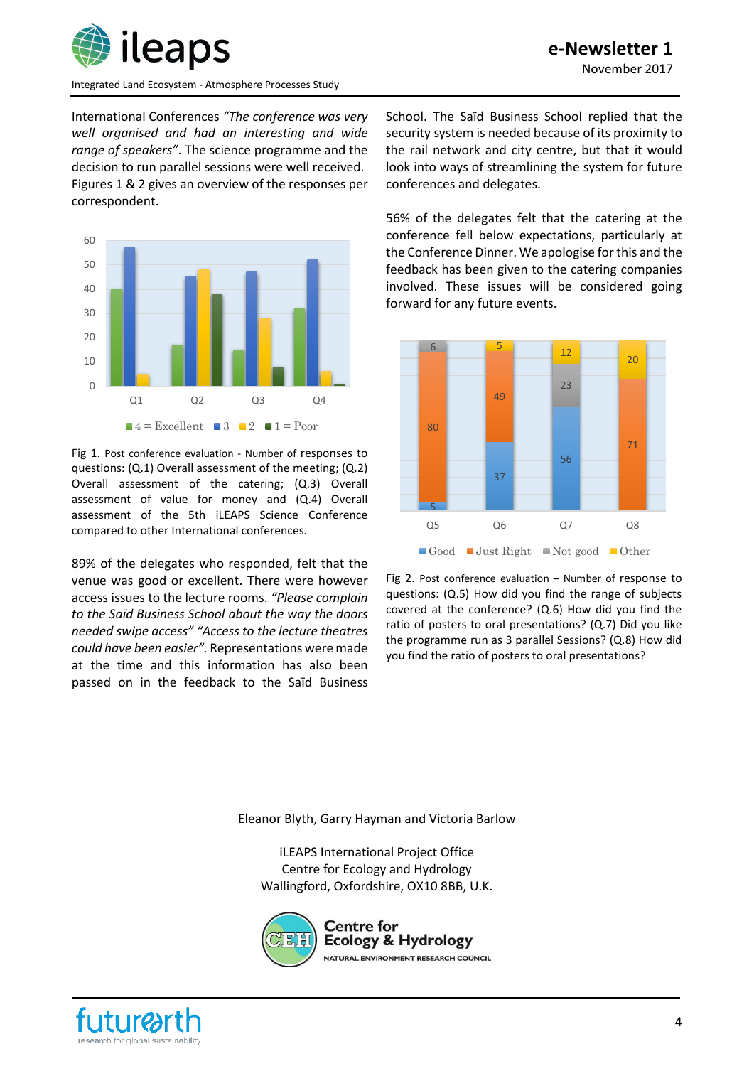International Conferences *"The conference was very well organised and had an interesting and wide range of speakers"*. The science programme and the decision to run parallel sessions were well received. Figures 1 & 2 gives an overview of the responses per correspondent.

60
50
40
30
20
10
0
Q1 Q2 Q3 Q4
4 = Excellent 3 2 1 = Poor

Fig 1. Post conference evaluation - Number of responses to questions: (Q.1) Overall assessment of the meeting; (Q.2) Overall assessment of the catering; (Q.3) Overall assessment of value for money and (Q.4) Overall assessment of the 5th iLEAPS Science Conference compared to other International conferences.

89% of the delegates who responded, felt that the venue was good or excellent. There were however access issues to the lecture rooms. *"Please complain to the Saïd Business School about the way the doors needed swipe access" "Access to the lecture theatres could have been easier"*. Representations were made at the time and this information has also been passed on in the feedback to the Saïd Business School. The Saïd Business School replied that the security system is needed because of its proximity to the rail network and city centre, but that it would look into ways of streamlining the system for future conferences and delegates.

56% of the delegates felt that the catering at the conference fell below expectations, particularly at the Conference Dinner. We apologise for this and the feedback has been given to the catering companies involved. These issues will be considered going forward for any future events.

6
80
5
5
49
37
12
23
56
20
71
Q5 Q6 Q7 Q8
Good Just Right Not good Other

Fig 2. Post conference evaluation – Number of response to questions: (Q.5) How did you find the range of subjects covered at the conference? (Q.6) How did you find the ratio of posters to oral presentations? (Q.7) Did you like the programme run as 3 parallel Sessions? (Q.8) How did you find the ratio of posters to oral presentations?

Eleanor Blyth, Garry Hayman and Victoria Barlow

iLEAPS International Project Office
Centre for Ecology and Hydrology
Wallingford, Oxfordshire, OX10 8BB, U.K.

Centre for Ecology & Hydrology
NATURAL ENVIRONMENT RESEARCH COUNCIL